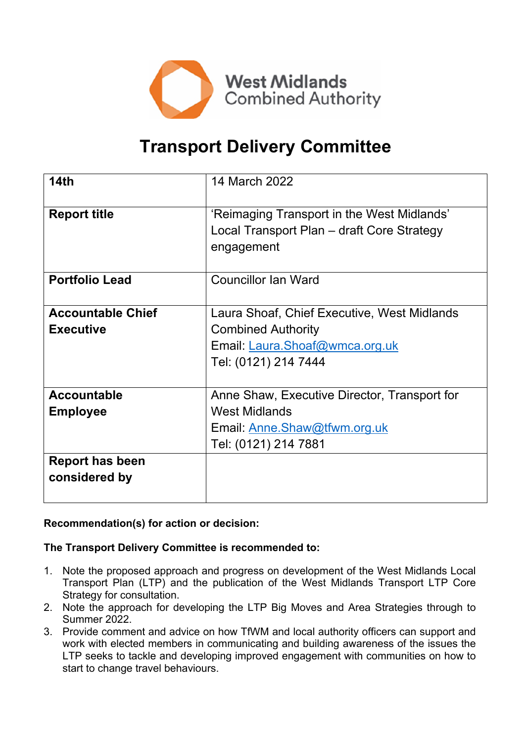West Midlands Combined Authority

# Transport Delivery Committee

| 14th | 14 March 2022 |
|---|---|
| **Report title** | 'Reimaging Transport in the West Midlands' Local Transport Plan – draft Core Strategy engagement |
| **Portfolio Lead** | Councillor Ian Ward |
| **Accountable Chief Executive** | Laura Shoaf, Chief Executive, West Midlands Combined Authority<br>Email: Laura.Shoaf@wmca.org.uk<br>Tel: (0121) 214 7444 |
| **Accountable Employee** | Anne Shaw, Executive Director, Transport for West Midlands<br>Email: Anne.Shaw@tfwm.org.uk<br>Tel: (0121) 214 7881 |
| **Report has been considered by** | |

**Recommendation(s) for action or decision:**

**The Transport Delivery Committee is recommended to:**

1. Note the proposed approach and progress on development of the West Midlands Local Transport Plan (LTP) and the publication of the West Midlands Transport LTP Core Strategy for consultation.
2. Note the approach for developing the LTP Big Moves and Area Strategies through to Summer 2022.
3. Provide comment and advice on how TfWM and local authority officers can support and work with elected members in communicating and building awareness of the issues the LTP seeks to tackle and developing improved engagement with communities on how to start to change travel behaviours.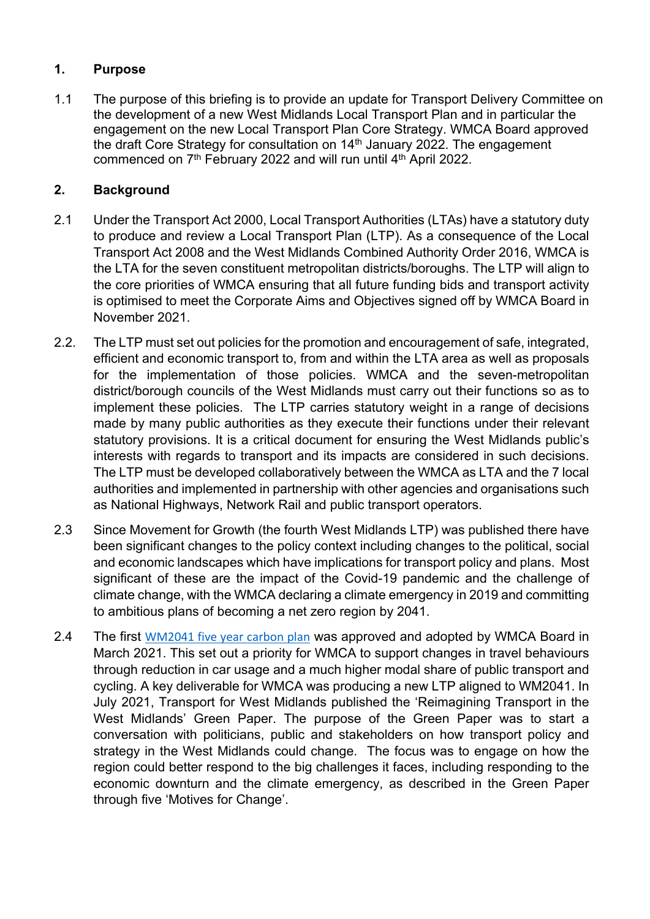## 1. Purpose

1.1 The purpose of this briefing is to provide an update for Transport Delivery Committee on the development of a new West Midlands Local Transport Plan and in particular the engagement on the new Local Transport Plan Core Strategy. WMCA Board approved the draft Core Strategy for consultation on 14th January 2022. The engagement commenced on 7th February 2022 and will run until 4th April 2022.

## 2. Background

2.1 Under the Transport Act 2000, Local Transport Authorities (LTAs) have a statutory duty to produce and review a Local Transport Plan (LTP). As a consequence of the Local Transport Act 2008 and the West Midlands Combined Authority Order 2016, WMCA is the LTA for the seven constituent metropolitan districts/boroughs. The LTP will align to the core priorities of WMCA ensuring that all future funding bids and transport activity is optimised to meet the Corporate Aims and Objectives signed off by WMCA Board in November 2021.

2.2. The LTP must set out policies for the promotion and encouragement of safe, integrated, efficient and economic transport to, from and within the LTA area as well as proposals for the implementation of those policies. WMCA and the seven-metropolitan district/borough councils of the West Midlands must carry out their functions so as to implement these policies. The LTP carries statutory weight in a range of decisions made by many public authorities as they execute their functions under their relevant statutory provisions. It is a critical document for ensuring the West Midlands public's interests with regards to transport and its impacts are considered in such decisions. The LTP must be developed collaboratively between the WMCA as LTA and the 7 local authorities and implemented in partnership with other agencies and organisations such as National Highways, Network Rail and public transport operators.

2.3 Since Movement for Growth (the fourth West Midlands LTP) was published there have been significant changes to the policy context including changes to the political, social and economic landscapes which have implications for transport policy and plans. Most significant of these are the impact of the Covid-19 pandemic and the challenge of climate change, with the WMCA declaring a climate emergency in 2019 and committing to ambitious plans of becoming a net zero region by 2041.

2.4 The first WM2041 five year carbon plan was approved and adopted by WMCA Board in March 2021. This set out a priority for WMCA to support changes in travel behaviours through reduction in car usage and a much higher modal share of public transport and cycling. A key deliverable for WMCA was producing a new LTP aligned to WM2041. In July 2021, Transport for West Midlands published the 'Reimagining Transport in the West Midlands' Green Paper. The purpose of the Green Paper was to start a conversation with politicians, public and stakeholders on how transport policy and strategy in the West Midlands could change. The focus was to engage on how the region could better respond to the big challenges it faces, including responding to the economic downturn and the climate emergency, as described in the Green Paper through five 'Motives for Change'.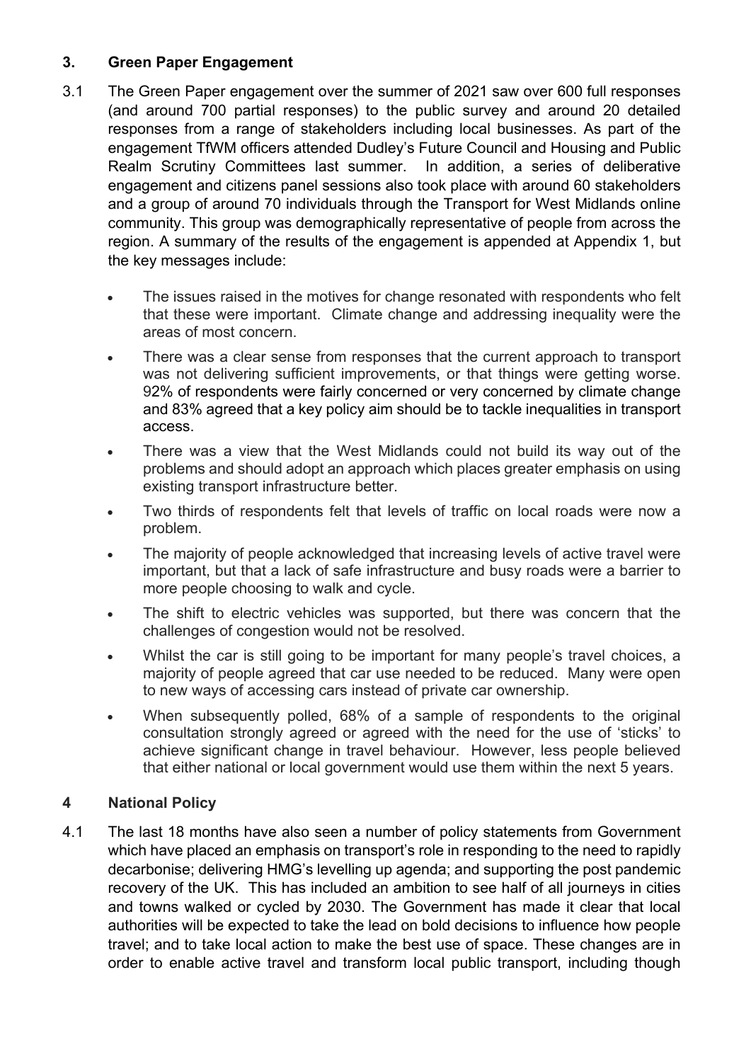## 3. Green Paper Engagement

3.1 The Green Paper engagement over the summer of 2021 saw over 600 full responses (and around 700 partial responses) to the public survey and around 20 detailed responses from a range of stakeholders including local businesses. As part of the engagement TfWM officers attended Dudley's Future Council and Housing and Public Realm Scrutiny Committees last summer. In addition, a series of deliberative engagement and citizens panel sessions also took place with around 60 stakeholders and a group of around 70 individuals through the Transport for West Midlands online community. This group was demographically representative of people from across the region. A summary of the results of the engagement is appended at Appendix 1, but the key messages include:

- The issues raised in the motives for change resonated with respondents who felt that these were important. Climate change and addressing inequality were the areas of most concern.
- There was a clear sense from responses that the current approach to transport was not delivering sufficient improvements, or that things were getting worse. 92% of respondents were fairly concerned or very concerned by climate change and 83% agreed that a key policy aim should be to tackle inequalities in transport access.
- There was a view that the West Midlands could not build its way out of the problems and should adopt an approach which places greater emphasis on using existing transport infrastructure better.
- Two thirds of respondents felt that levels of traffic on local roads were now a problem.
- The majority of people acknowledged that increasing levels of active travel were important, but that a lack of safe infrastructure and busy roads were a barrier to more people choosing to walk and cycle.
- The shift to electric vehicles was supported, but there was concern that the challenges of congestion would not be resolved.
- Whilst the car is still going to be important for many people's travel choices, a majority of people agreed that car use needed to be reduced. Many were open to new ways of accessing cars instead of private car ownership.
- When subsequently polled, 68% of a sample of respondents to the original consultation strongly agreed or agreed with the need for the use of 'sticks' to achieve significant change in travel behaviour. However, less people believed that either national or local government would use them within the next 5 years.

## 4 National Policy

4.1 The last 18 months have also seen a number of policy statements from Government which have placed an emphasis on transport's role in responding to the need to rapidly decarbonise; delivering HMG's levelling up agenda; and supporting the post pandemic recovery of the UK. This has included an ambition to see half of all journeys in cities and towns walked or cycled by 2030. The Government has made it clear that local authorities will be expected to take the lead on bold decisions to influence how people travel; and to take local action to make the best use of space. These changes are in order to enable active travel and transform local public transport, including though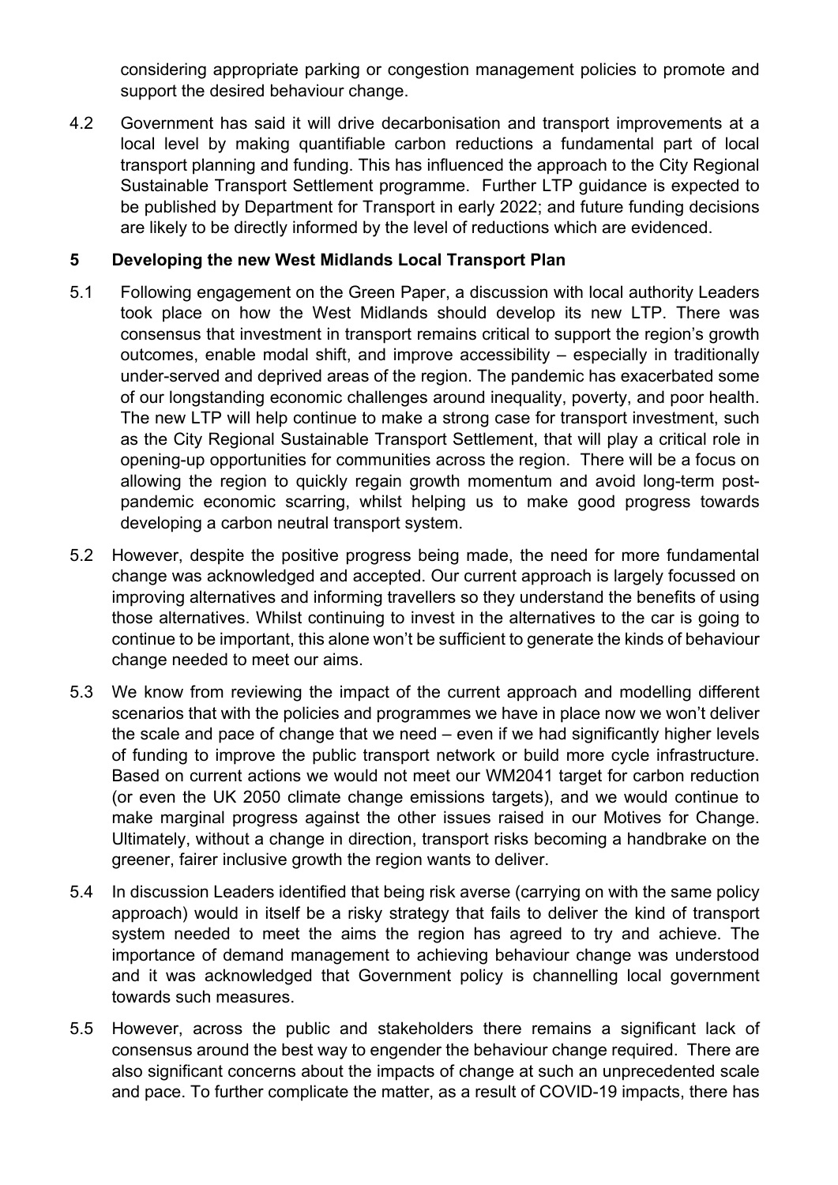considering appropriate parking or congestion management policies to promote and support the desired behaviour change.

4.2 Government has said it will drive decarbonisation and transport improvements at a local level by making quantifiable carbon reductions a fundamental part of local transport planning and funding. This has influenced the approach to the City Regional Sustainable Transport Settlement programme. Further LTP guidance is expected to be published by Department for Transport in early 2022; and future funding decisions are likely to be directly informed by the level of reductions which are evidenced.

## 5 Developing the new West Midlands Local Transport Plan

5.1 Following engagement on the Green Paper, a discussion with local authority Leaders took place on how the West Midlands should develop its new LTP. There was consensus that investment in transport remains critical to support the region's growth outcomes, enable modal shift, and improve accessibility – especially in traditionally under-served and deprived areas of the region. The pandemic has exacerbated some of our longstanding economic challenges around inequality, poverty, and poor health. The new LTP will help continue to make a strong case for transport investment, such as the City Regional Sustainable Transport Settlement, that will play a critical role in opening-up opportunities for communities across the region. There will be a focus on allowing the region to quickly regain growth momentum and avoid long-term post-pandemic economic scarring, whilst helping us to make good progress towards developing a carbon neutral transport system.

5.2 However, despite the positive progress being made, the need for more fundamental change was acknowledged and accepted. Our current approach is largely focussed on improving alternatives and informing travellers so they understand the benefits of using those alternatives. Whilst continuing to invest in the alternatives to the car is going to continue to be important, this alone won't be sufficient to generate the kinds of behaviour change needed to meet our aims.

5.3 We know from reviewing the impact of the current approach and modelling different scenarios that with the policies and programmes we have in place now we won't deliver the scale and pace of change that we need – even if we had significantly higher levels of funding to improve the public transport network or build more cycle infrastructure. Based on current actions we would not meet our WM2041 target for carbon reduction (or even the UK 2050 climate change emissions targets), and we would continue to make marginal progress against the other issues raised in our Motives for Change. Ultimately, without a change in direction, transport risks becoming a handbrake on the greener, fairer inclusive growth the region wants to deliver.

5.4 In discussion Leaders identified that being risk averse (carrying on with the same policy approach) would in itself be a risky strategy that fails to deliver the kind of transport system needed to meet the aims the region has agreed to try and achieve. The importance of demand management to achieving behaviour change was understood and it was acknowledged that Government policy is channelling local government towards such measures.

5.5 However, across the public and stakeholders there remains a significant lack of consensus around the best way to engender the behaviour change required. There are also significant concerns about the impacts of change at such an unprecedented scale and pace. To further complicate the matter, as a result of COVID-19 impacts, there has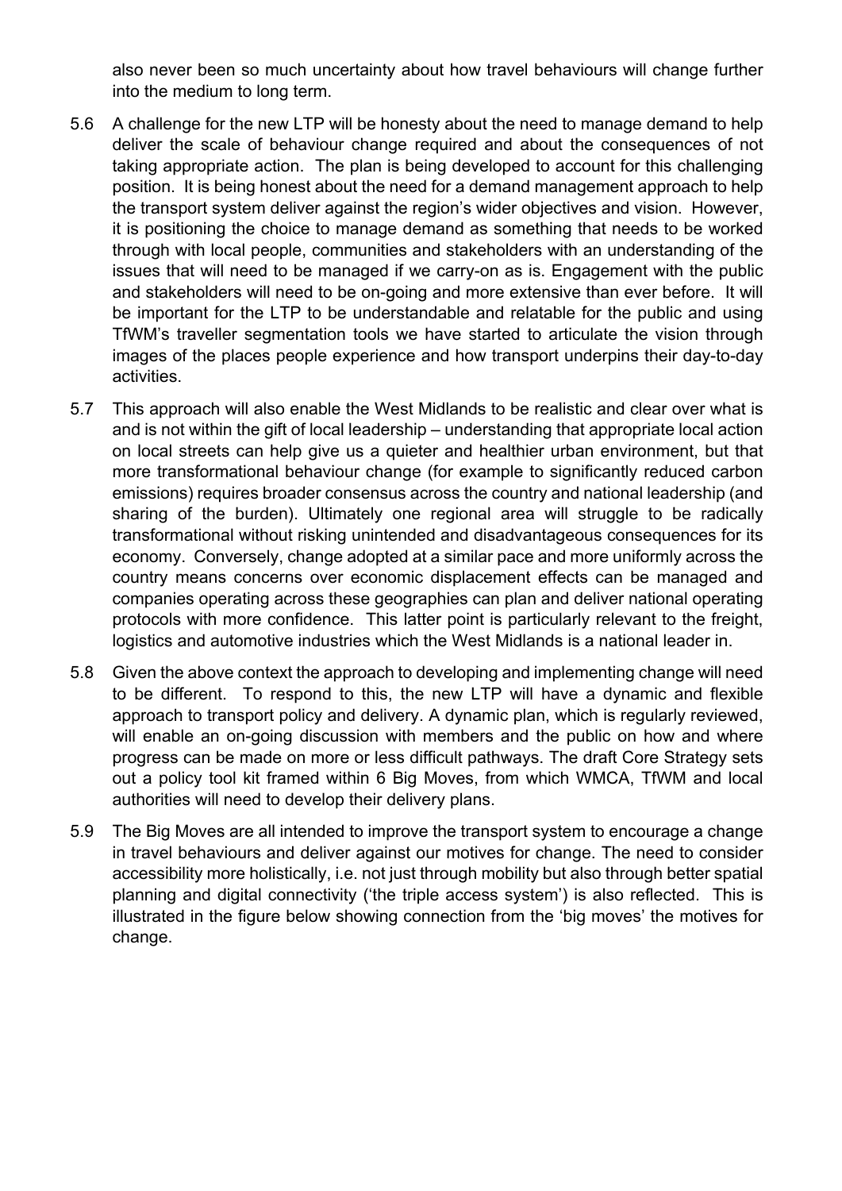also never been so much uncertainty about how travel behaviours will change further into the medium to long term.

5.6 A challenge for the new LTP will be honesty about the need to manage demand to help deliver the scale of behaviour change required and about the consequences of not taking appropriate action. The plan is being developed to account for this challenging position. It is being honest about the need for a demand management approach to help the transport system deliver against the region's wider objectives and vision. However, it is positioning the choice to manage demand as something that needs to be worked through with local people, communities and stakeholders with an understanding of the issues that will need to be managed if we carry-on as is. Engagement with the public and stakeholders will need to be on-going and more extensive than ever before. It will be important for the LTP to be understandable and relatable for the public and using TfWM's traveller segmentation tools we have started to articulate the vision through images of the places people experience and how transport underpins their day-to-day activities.

5.7 This approach will also enable the West Midlands to be realistic and clear over what is and is not within the gift of local leadership – understanding that appropriate local action on local streets can help give us a quieter and healthier urban environment, but that more transformational behaviour change (for example to significantly reduced carbon emissions) requires broader consensus across the country and national leadership (and sharing of the burden). Ultimately one regional area will struggle to be radically transformational without risking unintended and disadvantageous consequences for its economy. Conversely, change adopted at a similar pace and more uniformly across the country means concerns over economic displacement effects can be managed and companies operating across these geographies can plan and deliver national operating protocols with more confidence. This latter point is particularly relevant to the freight, logistics and automotive industries which the West Midlands is a national leader in.

5.8 Given the above context the approach to developing and implementing change will need to be different. To respond to this, the new LTP will have a dynamic and flexible approach to transport policy and delivery. A dynamic plan, which is regularly reviewed, will enable an on-going discussion with members and the public on how and where progress can be made on more or less difficult pathways. The draft Core Strategy sets out a policy tool kit framed within 6 Big Moves, from which WMCA, TfWM and local authorities will need to develop their delivery plans.

5.9 The Big Moves are all intended to improve the transport system to encourage a change in travel behaviours and deliver against our motives for change. The need to consider accessibility more holistically, i.e. not just through mobility but also through better spatial planning and digital connectivity ('the triple access system') is also reflected. This is illustrated in the figure below showing connection from the 'big moves' the motives for change.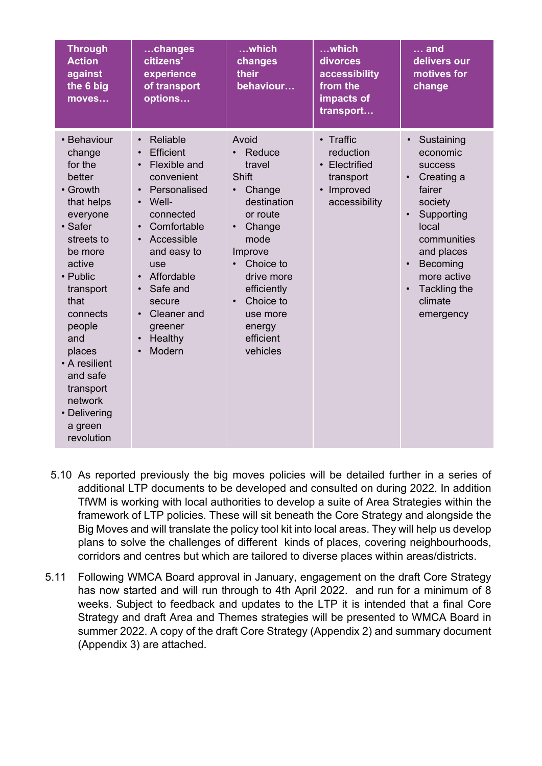| Through Action against the 6 big moves… | …changes citizens' experience of transport options… | …which changes their behaviour… | …which divorces accessibility from the impacts of transport… | … and delivers our motives for change |
|---|---|---|---|---|
| • Behaviour change for the better<br>• Growth that helps everyone<br>• Safer streets to be more active<br>• Public transport that connects people and places<br>• A resilient and safe transport network<br>• Delivering a green revolution | • Reliable<br>• Efficient<br>• Flexible and convenient<br>• Personalised<br>• Well-connected<br>• Comfortable<br>• Accessible and easy to use<br>• Affordable<br>• Safe and secure<br>• Cleaner and greener<br>• Healthy<br>• Modern | Avoid<br>• Reduce travel<br>Shift<br>• Change destination or route<br>• Change mode<br>Improve<br>• Choice to drive more efficiently<br>• Choice to use more energy efficient vehicles | • Traffic reduction<br>• Electrified transport<br>• Improved accessibility | • Sustaining economic success<br>• Creating a fairer society<br>• Supporting local communities and places<br>• Becoming more active<br>• Tackling the climate emergency |

5.10 As reported previously the big moves policies will be detailed further in a series of additional LTP documents to be developed and consulted on during 2022. In addition TfWM is working with local authorities to develop a suite of Area Strategies within the framework of LTP policies. These will sit beneath the Core Strategy and alongside the Big Moves and will translate the policy tool kit into local areas. They will help us develop plans to solve the challenges of different kinds of places, covering neighbourhoods, corridors and centres but which are tailored to diverse places within areas/districts.

5.11 Following WMCA Board approval in January, engagement on the draft Core Strategy has now started and will run through to 4th April 2022. and run for a minimum of 8 weeks. Subject to feedback and updates to the LTP it is intended that a final Core Strategy and draft Area and Themes strategies will be presented to WMCA Board in summer 2022. A copy of the draft Core Strategy (Appendix 2) and summary document (Appendix 3) are attached.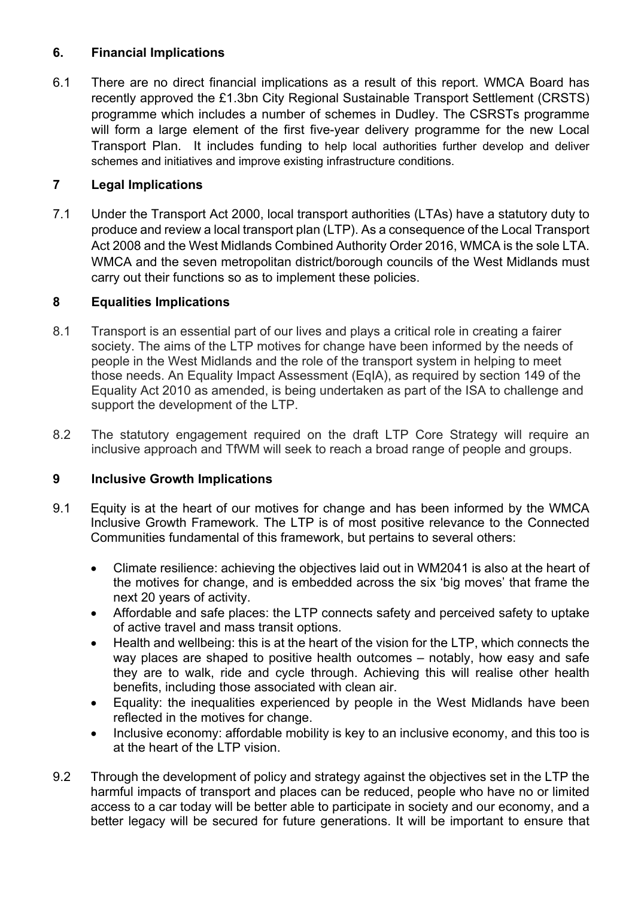## 6. Financial Implications

6.1 There are no direct financial implications as a result of this report. WMCA Board has recently approved the £1.3bn City Regional Sustainable Transport Settlement (CRSTS) programme which includes a number of schemes in Dudley. The CSRSTs programme will form a large element of the first five-year delivery programme for the new Local Transport Plan. It includes funding to help local authorities further develop and deliver schemes and initiatives and improve existing infrastructure conditions.

## 7 Legal Implications

7.1 Under the Transport Act 2000, local transport authorities (LTAs) have a statutory duty to produce and review a local transport plan (LTP). As a consequence of the Local Transport Act 2008 and the West Midlands Combined Authority Order 2016, WMCA is the sole LTA. WMCA and the seven metropolitan district/borough councils of the West Midlands must carry out their functions so as to implement these policies.

## 8 Equalities Implications

8.1 Transport is an essential part of our lives and plays a critical role in creating a fairer society. The aims of the LTP motives for change have been informed by the needs of people in the West Midlands and the role of the transport system in helping to meet those needs. An Equality Impact Assessment (EqIA), as required by section 149 of the Equality Act 2010 as amended, is being undertaken as part of the ISA to challenge and support the development of the LTP.

8.2 The statutory engagement required on the draft LTP Core Strategy will require an inclusive approach and TfWM will seek to reach a broad range of people and groups.

## 9 Inclusive Growth Implications

9.1 Equity is at the heart of our motives for change and has been informed by the WMCA Inclusive Growth Framework. The LTP is of most positive relevance to the Connected Communities fundamental of this framework, but pertains to several others:

- Climate resilience: achieving the objectives laid out in WM2041 is also at the heart of the motives for change, and is embedded across the six 'big moves' that frame the next 20 years of activity.
- Affordable and safe places: the LTP connects safety and perceived safety to uptake of active travel and mass transit options.
- Health and wellbeing: this is at the heart of the vision for the LTP, which connects the way places are shaped to positive health outcomes – notably, how easy and safe they are to walk, ride and cycle through. Achieving this will realise other health benefits, including those associated with clean air.
- Equality: the inequalities experienced by people in the West Midlands have been reflected in the motives for change.
- Inclusive economy: affordable mobility is key to an inclusive economy, and this too is at the heart of the LTP vision.

9.2 Through the development of policy and strategy against the objectives set in the LTP the harmful impacts of transport and places can be reduced, people who have no or limited access to a car today will be better able to participate in society and our economy, and a better legacy will be secured for future generations. It will be important to ensure that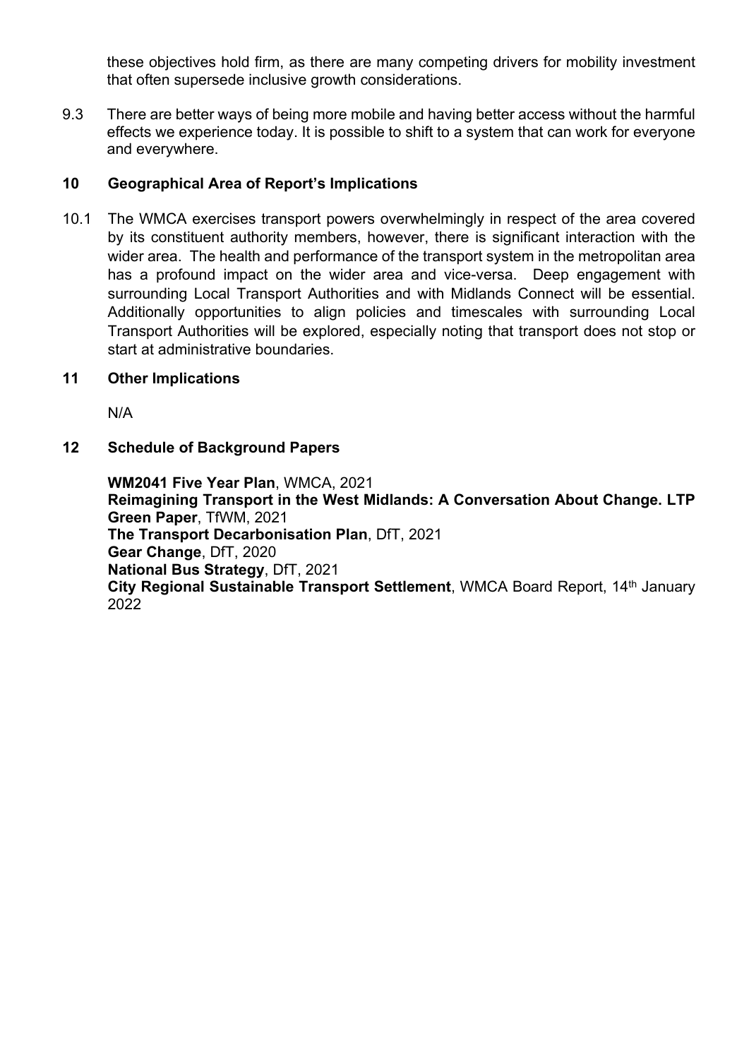these objectives hold firm, as there are many competing drivers for mobility investment that often supersede inclusive growth considerations.

9.3 There are better ways of being more mobile and having better access without the harmful effects we experience today. It is possible to shift to a system that can work for everyone and everywhere.

## 10 Geographical Area of Report's Implications

10.1 The WMCA exercises transport powers overwhelmingly in respect of the area covered by its constituent authority members, however, there is significant interaction with the wider area. The health and performance of the transport system in the metropolitan area has a profound impact on the wider area and vice-versa. Deep engagement with surrounding Local Transport Authorities and with Midlands Connect will be essential. Additionally opportunities to align policies and timescales with surrounding Local Transport Authorities will be explored, especially noting that transport does not stop or start at administrative boundaries.

## 11 Other Implications

N/A

## 12 Schedule of Background Papers

**WM2041 Five Year Plan**, WMCA, 2021
**Reimagining Transport in the West Midlands: A Conversation About Change. LTP Green Paper**, TfWM, 2021
**The Transport Decarbonisation Plan**, DfT, 2021
**Gear Change**, DfT, 2020
**National Bus Strategy**, DfT, 2021
**City Regional Sustainable Transport Settlement**, WMCA Board Report, 14th January 2022